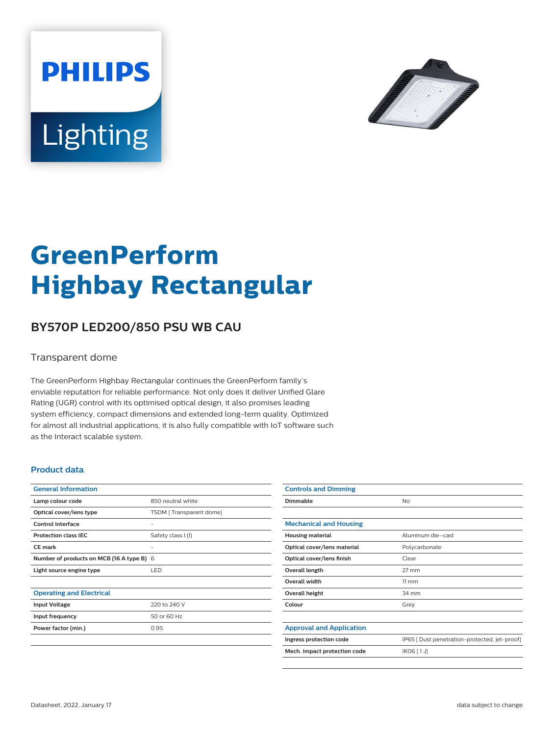PHILIPS

Lighting

# GreenPerform Highbay Rectangular

## BY570P LED200/850 PSU WB CAU

Transparent dome

The GreenPerform Highbay Rectangular continues the GreenPerform family's enviable reputation for reliable performance. Not only does it deliver Unified Glare Rating (UGR) control with its optimised optical design, it also promises leading system efficiency, compact dimensions and extended long-term quality. Optimized for almost all industrial applications, it is also fully compatible with IoT software such as the Interact scalable system.

### Product data

| General Information | |
|---|---|
| Lamp colour code | 850 neutral white |
| Optical cover/lens type | TSDM [ Transparent dome] |
| Control interface | - |
| Protection class IEC | Safety class I (I) |
| CE mark | - |
| Number of products on MCB (16 A type B) | 6 |
| Light source engine type | LED |

| Operating and Electrical | |
|---|---|
| Input Voltage | 220 to 240 V |
| Input frequency | 50 or 60 Hz |
| Power factor (min.) | 0.95 |

| Controls and Dimming | |
|---|---|
| Dimmable | No |

| Mechanical and Housing | |
|---|---|
| Housing material | Aluminum die-cast |
| Optical cover/lens material | Polycarbonate |
| Optical cover/lens finish | Clear |
| Overall length | 27 mm |
| Overall width | 11 mm |
| Overall height | 34 mm |
| Colour | Grey |

| Approval and Application | |
|---|---|
| Ingress protection code | IP65 [ Dust penetration-protected, jet-proof] |
| Mech. impact protection code | IK06 [ 1 J] |

Datasheet, 2022, January 17

data subject to change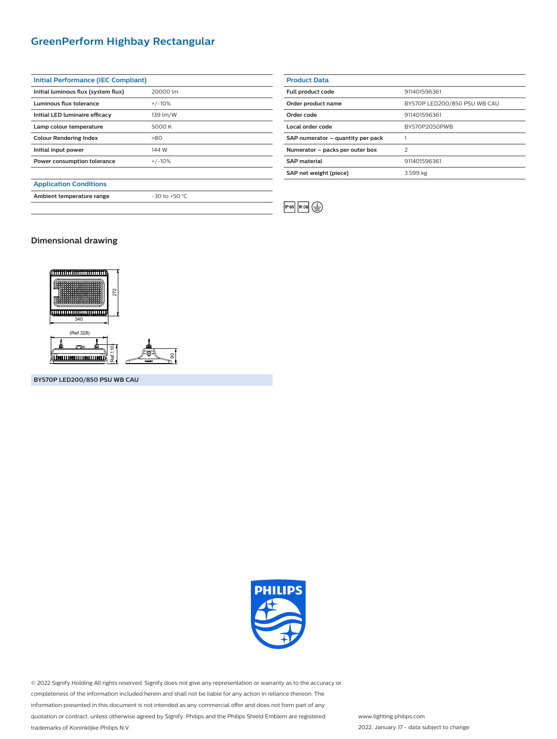# GreenPerform Highbay Rectangular

| Initial Performance (IEC Compliant) | |
|---|---|
| Initial luminous flux (system flux) | 20000 lm |
| Luminous flux tolerance | +/-10% |
| Initial LED luminaire efficacy | 139 lm/W |
| Lamp colour temperature | 5000 K |
| Colour Rendering Index | >80 |
| Initial input power | 144 W |
| Power consumption tolerance | +/-10% |

| Application Conditions | |
|---|---|
| Ambient temperature range | -30 to +50 °C |

| Product Data | |
|---|---|
| Full product code | 911401596361 |
| Order product name | BY570P LED200/850 PSU WB CAU |
| Order code | 911401596361 |
| Local order code | BY570P2050PWB |
| SAP numerator – quantity per pack | 1 |
| Numerator – packs per outer box | 2 |
| SAP material | 911401596361 |
| SAP net weight (piece) | 3.599 kg |

IP 65 IK 06

## Dimensional drawing

272

340

(Ref.328)

Ref.110

90

BY570P LED200/850 PSU WB CAU

© 2022 Signify Holding All rights reserved. Signify does not give any representation or warranty as to the accuracy or completeness of the information included herein and shall not be liable for any action in reliance thereon. The information presented in this document is not intended as any commercial offer and does not form part of any quotation or contract, unless otherwise agreed by Signify. Philips and the Philips Shield Emblem are registered trademarks of Koninklijke Philips N.V.

www.lighting.philips.com

2022, January 17 - data subject to change